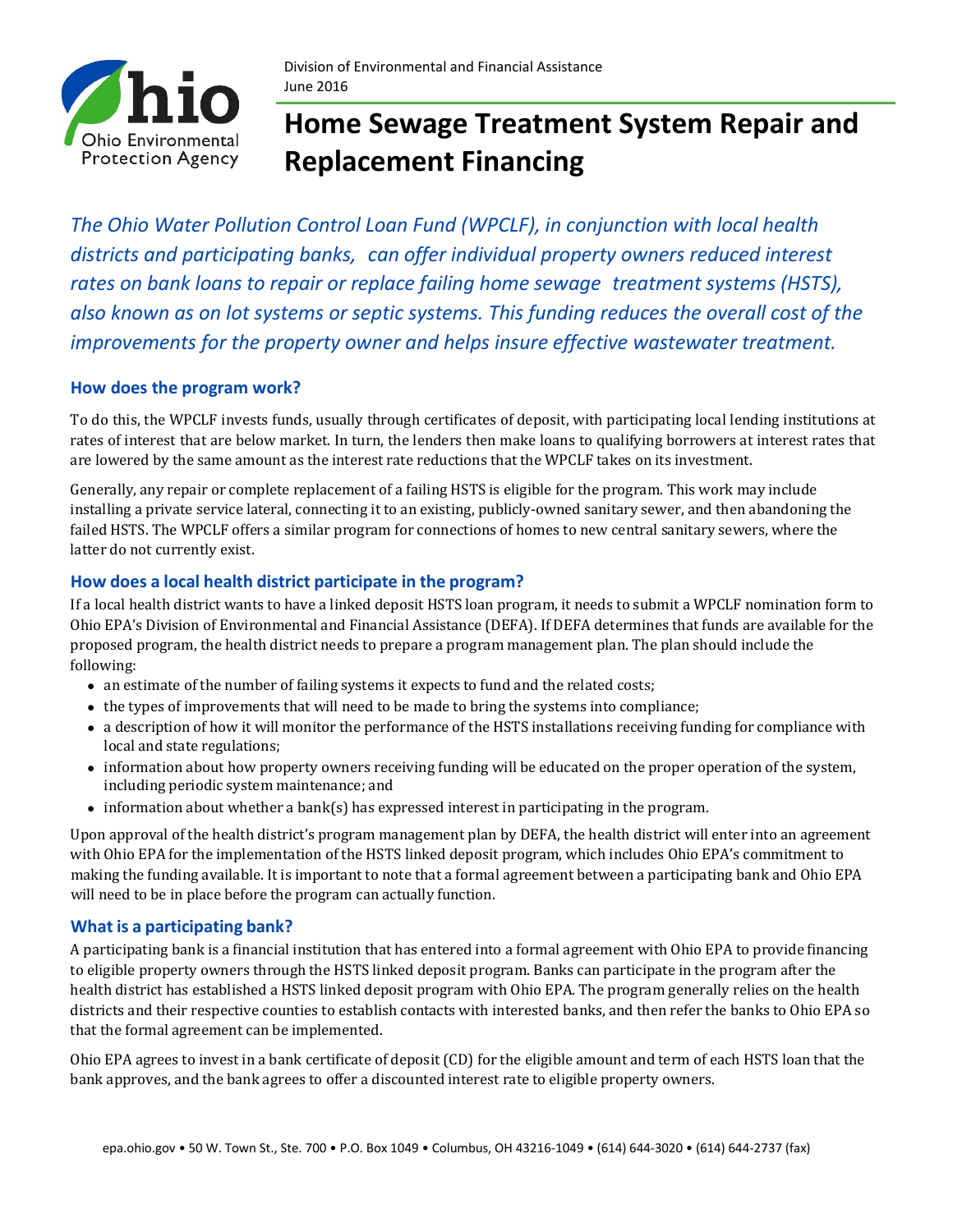Division of Environmental and Financial Assistance
June 2016

# Home Sewage Treatment System Repair and Replacement Financing

*The Ohio Water Pollution Control Loan Fund (WPCLF), in conjunction with local health districts and participating banks, can offer individual property owners reduced interest rates on bank loans to repair or replace failing home sewage treatment systems (HSTS), also known as on lot systems or septic systems. This funding reduces the overall cost of the improvements for the property owner and helps insure effective wastewater treatment.*

## How does the program work?

To do this, the WPCLF invests funds, usually through certificates of deposit, with participating local lending institutions at rates of interest that are below market. In turn, the lenders then make loans to qualifying borrowers at interest rates that are lowered by the same amount as the interest rate reductions that the WPCLF takes on its investment.

Generally, any repair or complete replacement of a failing HSTS is eligible for the program. This work may include installing a private service lateral, connecting it to an existing, publicly-owned sanitary sewer, and then abandoning the failed HSTS. The WPCLF offers a similar program for connections of homes to new central sanitary sewers, where the latter do not currently exist.

## How does a local health district participate in the program?

If a local health district wants to have a linked deposit HSTS loan program, it needs to submit a WPCLF nomination form to Ohio EPA's Division of Environmental and Financial Assistance (DEFA). If DEFA determines that funds are available for the proposed program, the health district needs to prepare a program management plan. The plan should include the following:

- an estimate of the number of failing systems it expects to fund and the related costs;
- the types of improvements that will need to be made to bring the systems into compliance;
- a description of how it will monitor the performance of the HSTS installations receiving funding for compliance with local and state regulations;
- information about how property owners receiving funding will be educated on the proper operation of the system, including periodic system maintenance; and
- information about whether a bank(s) has expressed interest in participating in the program.

Upon approval of the health district's program management plan by DEFA, the health district will enter into an agreement with Ohio EPA for the implementation of the HSTS linked deposit program, which includes Ohio EPA's commitment to making the funding available. It is important to note that a formal agreement between a participating bank and Ohio EPA will need to be in place before the program can actually function.

## What is a participating bank?

A participating bank is a financial institution that has entered into a formal agreement with Ohio EPA to provide financing to eligible property owners through the HSTS linked deposit program. Banks can participate in the program after the health district has established a HSTS linked deposit program with Ohio EPA. The program generally relies on the health districts and their respective counties to establish contacts with interested banks, and then refer the banks to Ohio EPA so that the formal agreement can be implemented.

Ohio EPA agrees to invest in a bank certificate of deposit (CD) for the eligible amount and term of each HSTS loan that the bank approves, and the bank agrees to offer a discounted interest rate to eligible property owners.

epa.ohio.gov • 50 W. Town St., Ste. 700 • P.O. Box 1049 • Columbus, OH 43216-1049 • (614) 644-3020 • (614) 644-2737 (fax)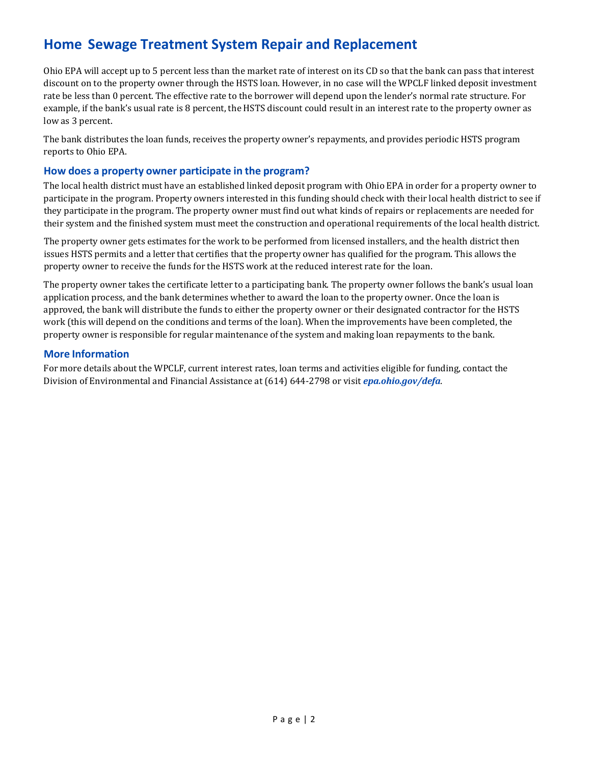# Home Sewage Treatment System Repair and Replacement

Ohio EPA will accept up to 5 percent less than the market rate of interest on its CD so that the bank can pass that interest discount on to the property owner through the HSTS loan. However, in no case will the WPCLF linked deposit investment rate be less than 0 percent. The effective rate to the borrower will depend upon the lender's normal rate structure. For example, if the bank's usual rate is 8 percent, the HSTS discount could result in an interest rate to the property owner as low as 3 percent.

The bank distributes the loan funds, receives the property owner's repayments, and provides periodic HSTS program reports to Ohio EPA.

## How does a property owner participate in the program?

The local health district must have an established linked deposit program with Ohio EPA in order for a property owner to participate in the program. Property owners interested in this funding should check with their local health district to see if they participate in the program. The property owner must find out what kinds of repairs or replacements are needed for their system and the finished system must meet the construction and operational requirements of the local health district.

The property owner gets estimates for the work to be performed from licensed installers, and the health district then issues HSTS permits and a letter that certifies that the property owner has qualified for the program. This allows the property owner to receive the funds for the HSTS work at the reduced interest rate for the loan.

The property owner takes the certificate letter to a participating bank. The property owner follows the bank's usual loan application process, and the bank determines whether to award the loan to the property owner. Once the loan is approved, the bank will distribute the funds to either the property owner or their designated contractor for the HSTS work (this will depend on the conditions and terms of the loan). When the improvements have been completed, the property owner is responsible for regular maintenance of the system and making loan repayments to the bank.

## More Information

For more details about the WPCLF, current interest rates, loan terms and activities eligible for funding, contact the Division of Environmental and Financial Assistance at (614) 644-2798 or visit ***epa.ohio.gov/defa***.